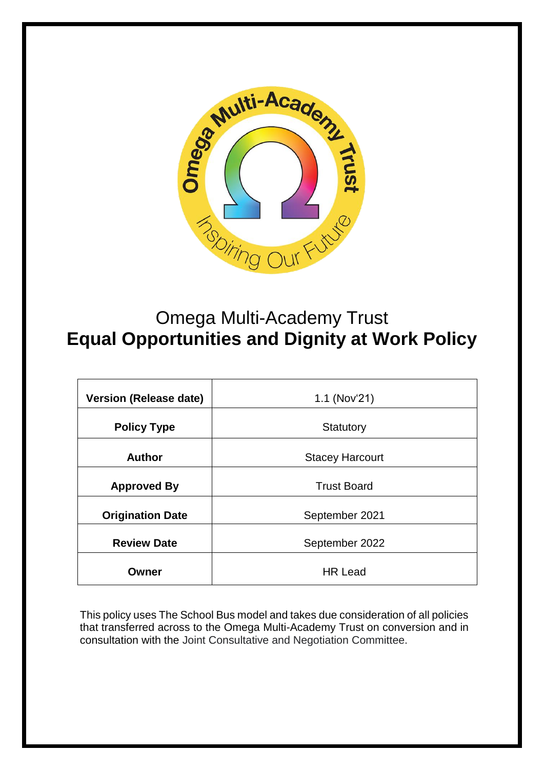# Omega Multi-Academy Trust
# **Equal Opportunities and Dignity at Work Policy**

| **Version (Release date)** | 1.1 (Nov'21) |
|---|---|
| **Policy Type** | Statutory |
| **Author** | Stacey Harcourt |
| **Approved By** | Trust Board |
| **Origination Date** | September 2021 |
| **Review Date** | September 2022 |
| **Owner** | HR Lead |

This policy uses The School Bus model and takes due consideration of all policies that transferred across to the Omega Multi-Academy Trust on conversion and in consultation with the Joint Consultative and Negotiation Committee.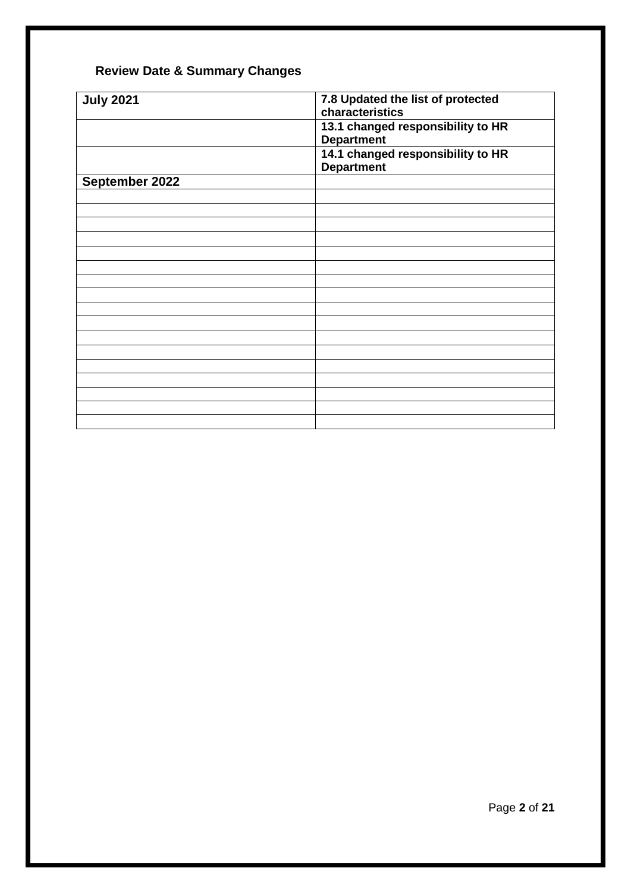## Review Date & Summary Changes

| July 2021 | 7.8 Updated the list of protected characteristics |
|---|---|
| | 13.1 changed responsibility to HR Department |
| | 14.1 changed responsibility to HR Department |
| September 2022 | |
| | |
| | |
| | |
| | |
| | |
| | |
| | |
| | |
| | |
| | |
| | |
| | |
| | |
| | |
| | |
| | |
| | |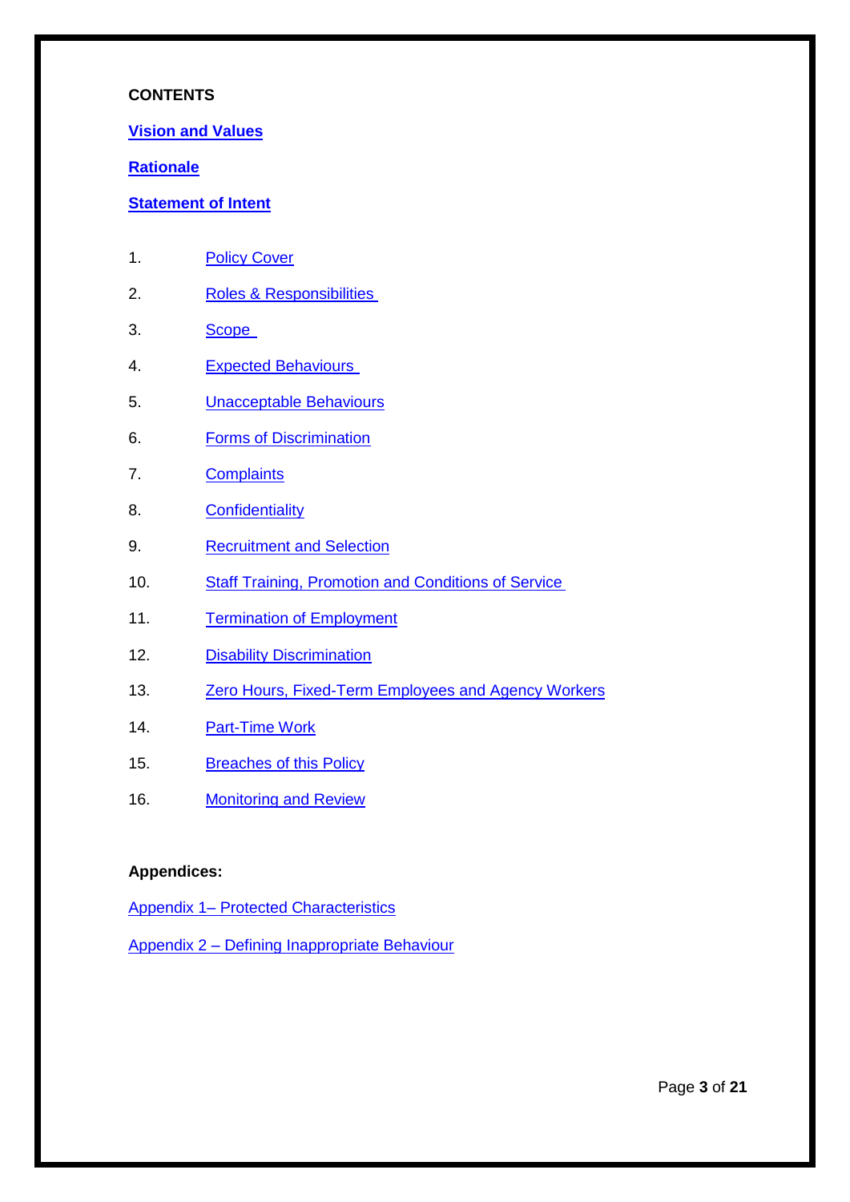**CONTENTS**

**Vision and Values**

**Rationale**

**Statement of Intent**

1. Policy Cover
2. Roles & Responsibilities
3. Scope
4. Expected Behaviours
5. Unacceptable Behaviours
6. Forms of Discrimination
7. Complaints
8. Confidentiality
9. Recruitment and Selection
10. Staff Training, Promotion and Conditions of Service
11. Termination of Employment
12. Disability Discrimination
13. Zero Hours, Fixed-Term Employees and Agency Workers
14. Part-Time Work
15. Breaches of this Policy
16. Monitoring and Review

**Appendices:**

Appendix 1– Protected Characteristics

Appendix 2 – Defining Inappropriate Behaviour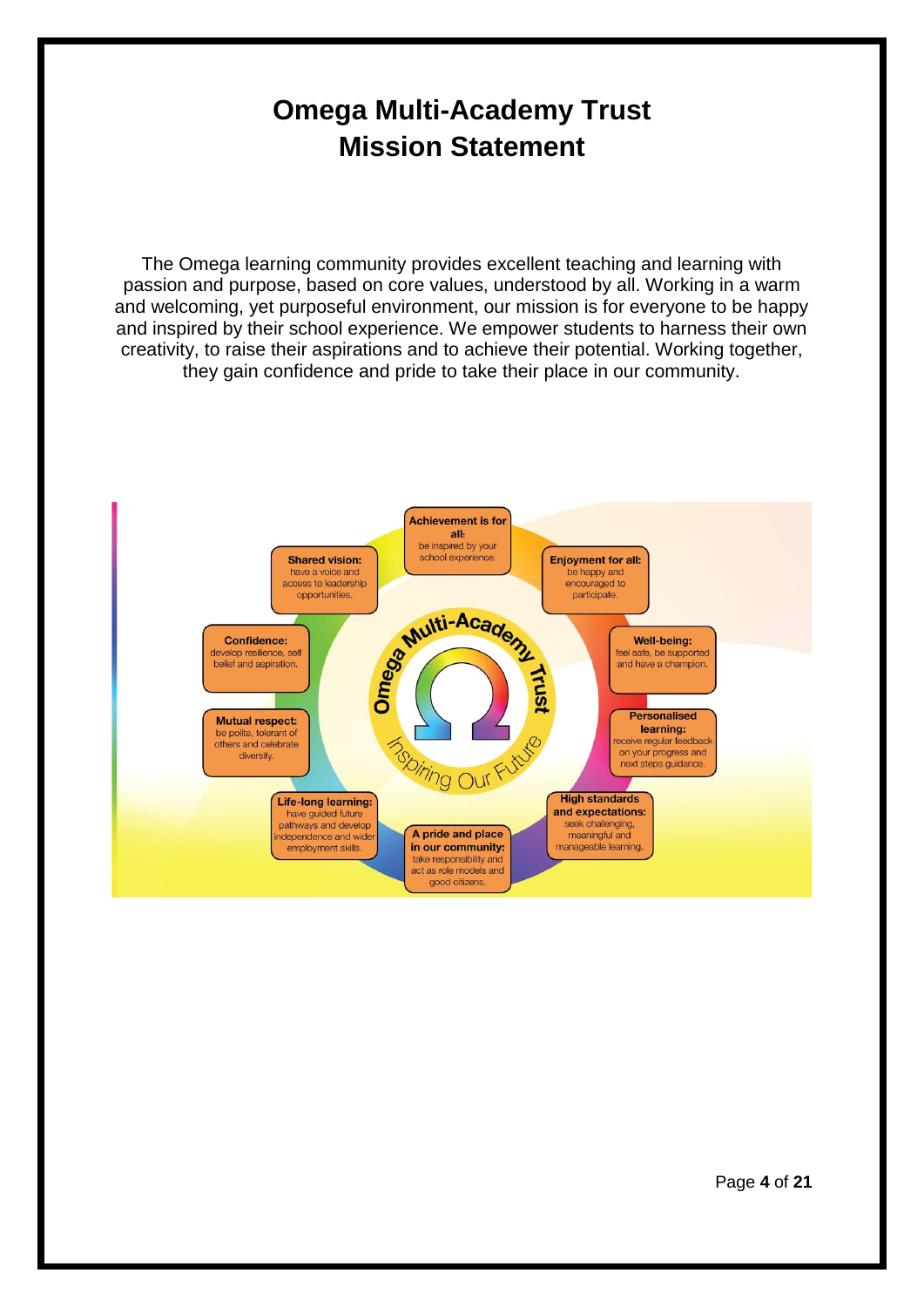# Omega Multi-Academy Trust
# Mission Statement

The Omega learning community provides excellent teaching and learning with passion and purpose, based on core values, understood by all. Working in a warm and welcoming, yet purposeful environment, our mission is for everyone to be happy and inspired by their school experience. We empower students to harness their own creativity, to raise their aspirations and to achieve their potential. Working together, they gain confidence and pride to take their place in our community.

Omega Multi-Academy Trust — Inspiring Our Future

- **Achievement is for all:** be inspired by your school experience.
- **Enjoyment for all:** be happy and encouraged to participate.
- **Well-being:** feel safe, be supported and have a champion.
- **Personalised learning:** receive regular feedback on your progress and next steps guidance.
- **High standards and expectations:** seek challenging, meaningful and manageable learning.
- **A pride and place in our community:** take responsibility and act as role models and good citizens.
- **Life-long learning:** have guided future pathways and develop independence and wider employment skills.
- **Mutual respect:** be polite, tolerant of others and celebrate diversity.
- **Confidence:** develop resilience, self belief and aspiration.
- **Shared vision:** have a voice and access to leadership opportunities.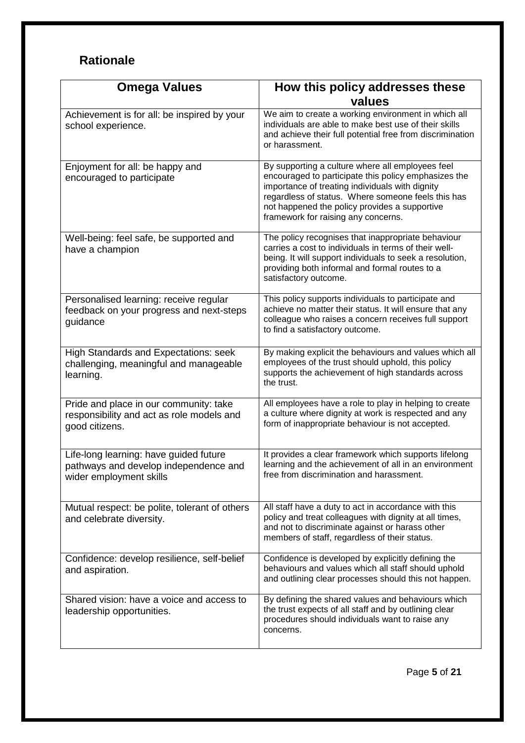## Rationale

| Omega Values | How this policy addresses these values |
| --- | --- |
| Achievement is for all: be inspired by your school experience. | We aim to create a working environment in which all individuals are able to make best use of their skills and achieve their full potential free from discrimination or harassment. |
| Enjoyment for all: be happy and encouraged to participate | By supporting a culture where all employees feel encouraged to participate this policy emphasizes the importance of treating individuals with dignity regardless of status. Where someone feels this has not happened the policy provides a supportive framework for raising any concerns. |
| Well-being: feel safe, be supported and have a champion | The policy recognises that inappropriate behaviour carries a cost to individuals in terms of their well-being. It will support individuals to seek a resolution, providing both informal and formal routes to a satisfactory outcome. |
| Personalised learning: receive regular feedback on your progress and next-steps guidance | This policy supports individuals to participate and achieve no matter their status. It will ensure that any colleague who raises a concern receives full support to find a satisfactory outcome. |
| High Standards and Expectations: seek challenging, meaningful and manageable learning. | By making explicit the behaviours and values which all employees of the trust should uphold, this policy supports the achievement of high standards across the trust. |
| Pride and place in our community: take responsibility and act as role models and good citizens. | All employees have a role to play in helping to create a culture where dignity at work is respected and any form of inappropriate behaviour is not accepted. |
| Life-long learning: have guided future pathways and develop independence and wider employment skills | It provides a clear framework which supports lifelong learning and the achievement of all in an environment free from discrimination and harassment. |
| Mutual respect: be polite, tolerant of others and celebrate diversity. | All staff have a duty to act in accordance with this policy and treat colleagues with dignity at all times, and not to discriminate against or harass other members of staff, regardless of their status. |
| Confidence: develop resilience, self-belief and aspiration. | Confidence is developed by explicitly defining the behaviours and values which all staff should uphold and outlining clear processes should this not happen. |
| Shared vision: have a voice and access to leadership opportunities. | By defining the shared values and behaviours which the trust expects of all staff and by outlining clear procedures should individuals want to raise any concerns. |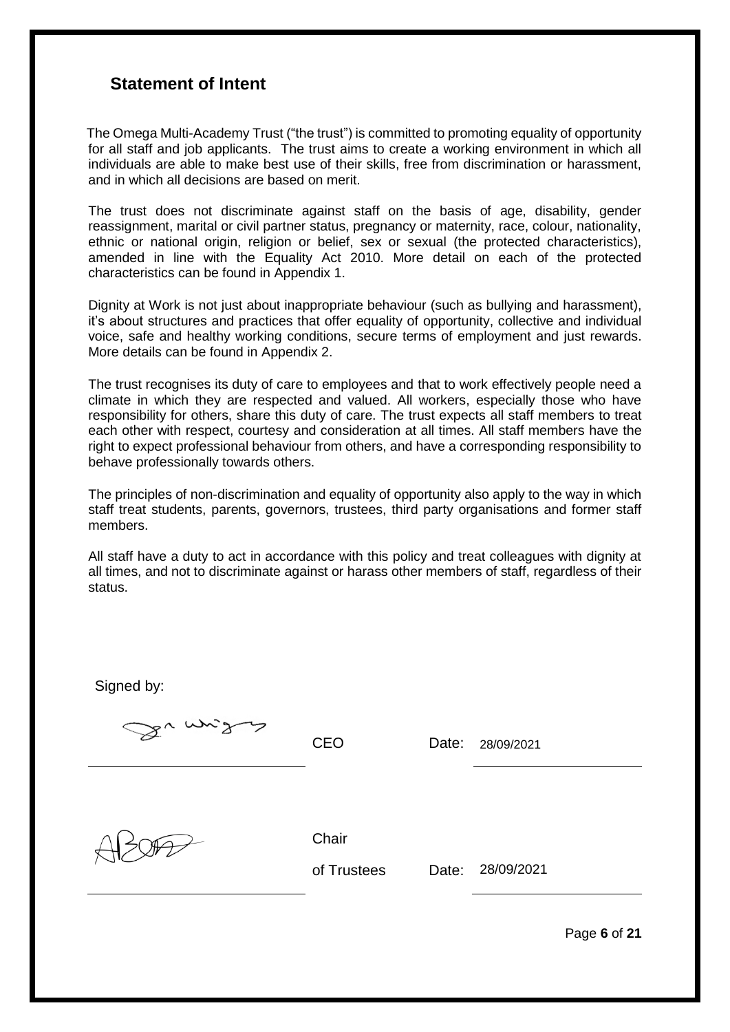## Statement of Intent

The Omega Multi-Academy Trust ("the trust") is committed to promoting equality of opportunity for all staff and job applicants. The trust aims to create a working environment in which all individuals are able to make best use of their skills, free from discrimination or harassment, and in which all decisions are based on merit.

The trust does not discriminate against staff on the basis of age, disability, gender reassignment, marital or civil partner status, pregnancy or maternity, race, colour, nationality, ethnic or national origin, religion or belief, sex or sexual (the protected characteristics), amended in line with the Equality Act 2010. More detail on each of the protected characteristics can be found in Appendix 1.

Dignity at Work is not just about inappropriate behaviour (such as bullying and harassment), it's about structures and practices that offer equality of opportunity, collective and individual voice, safe and healthy working conditions, secure terms of employment and just rewards. More details can be found in Appendix 2.

The trust recognises its duty of care to employees and that to work effectively people need a climate in which they are respected and valued. All workers, especially those who have responsibility for others, share this duty of care. The trust expects all staff members to treat each other with respect, courtesy and consideration at all times. All staff members have the right to expect professional behaviour from others, and have a corresponding responsibility to behave professionally towards others.

The principles of non-discrimination and equality of opportunity also apply to the way in which staff treat students, parents, governors, trustees, third party organisations and former staff members.

All staff have a duty to act in accordance with this policy and treat colleagues with dignity at all times, and not to discriminate against or harass other members of staff, regardless of their status.

Signed by:

| | | | |
|---|---|---|---|
| [signature] | CEO | Date: | 28/09/2021 |
| [signature] | Chair of Trustees | Date: | 28/09/2021 |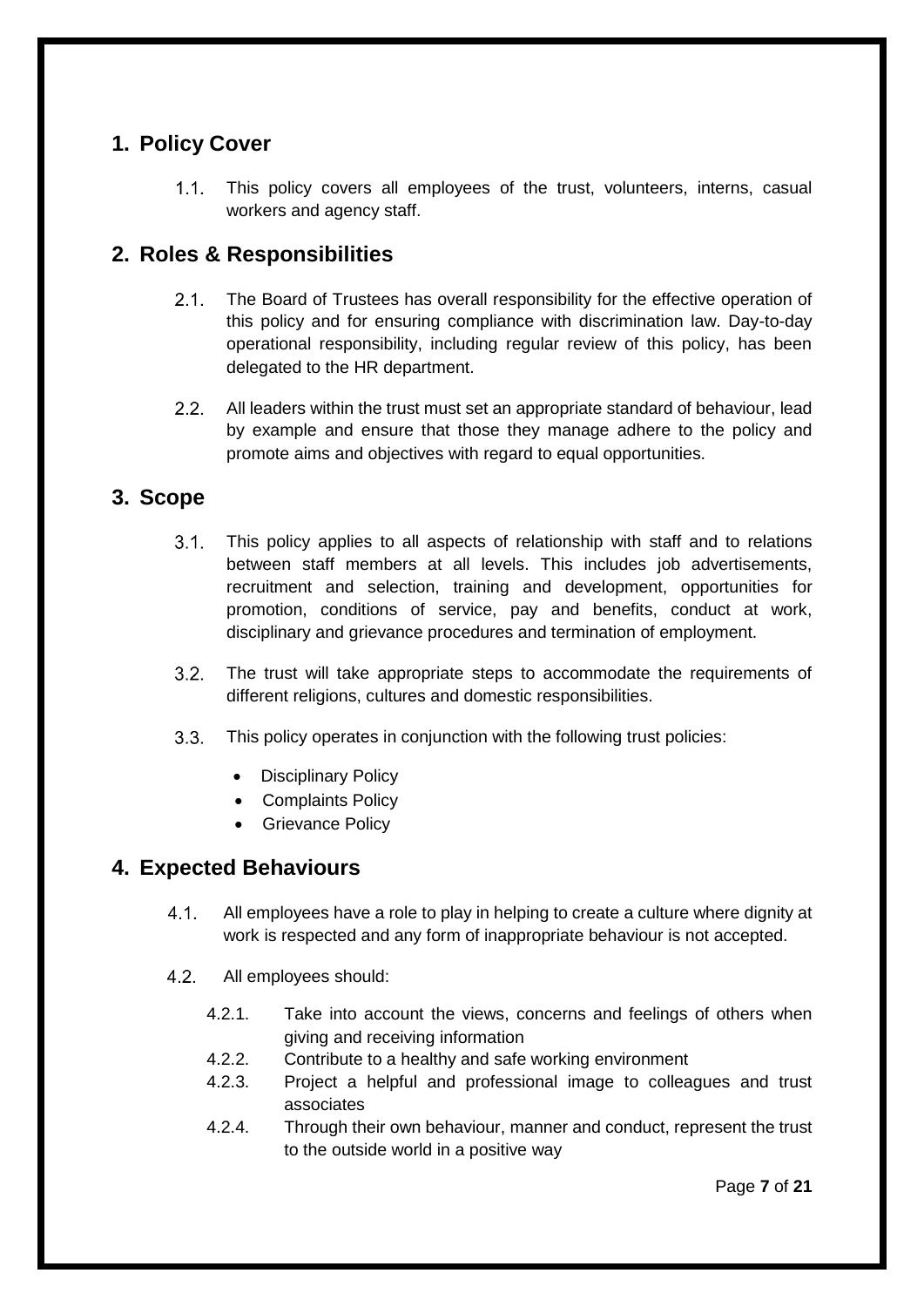## 1. Policy Cover

1.1. This policy covers all employees of the trust, volunteers, interns, casual workers and agency staff.

## 2. Roles & Responsibilities

2.1. The Board of Trustees has overall responsibility for the effective operation of this policy and for ensuring compliance with discrimination law. Day-to-day operational responsibility, including regular review of this policy, has been delegated to the HR department.

2.2. All leaders within the trust must set an appropriate standard of behaviour, lead by example and ensure that those they manage adhere to the policy and promote aims and objectives with regard to equal opportunities.

## 3. Scope

3.1. This policy applies to all aspects of relationship with staff and to relations between staff members at all levels. This includes job advertisements, recruitment and selection, training and development, opportunities for promotion, conditions of service, pay and benefits, conduct at work, disciplinary and grievance procedures and termination of employment.

3.2. The trust will take appropriate steps to accommodate the requirements of different religions, cultures and domestic responsibilities.

3.3. This policy operates in conjunction with the following trust policies:

- Disciplinary Policy
- Complaints Policy
- Grievance Policy

## 4. Expected Behaviours

4.1. All employees have a role to play in helping to create a culture where dignity at work is respected and any form of inappropriate behaviour is not accepted.

4.2. All employees should:

4.2.1. Take into account the views, concerns and feelings of others when giving and receiving information

4.2.2. Contribute to a healthy and safe working environment

4.2.3. Project a helpful and professional image to colleagues and trust associates

4.2.4. Through their own behaviour, manner and conduct, represent the trust to the outside world in a positive way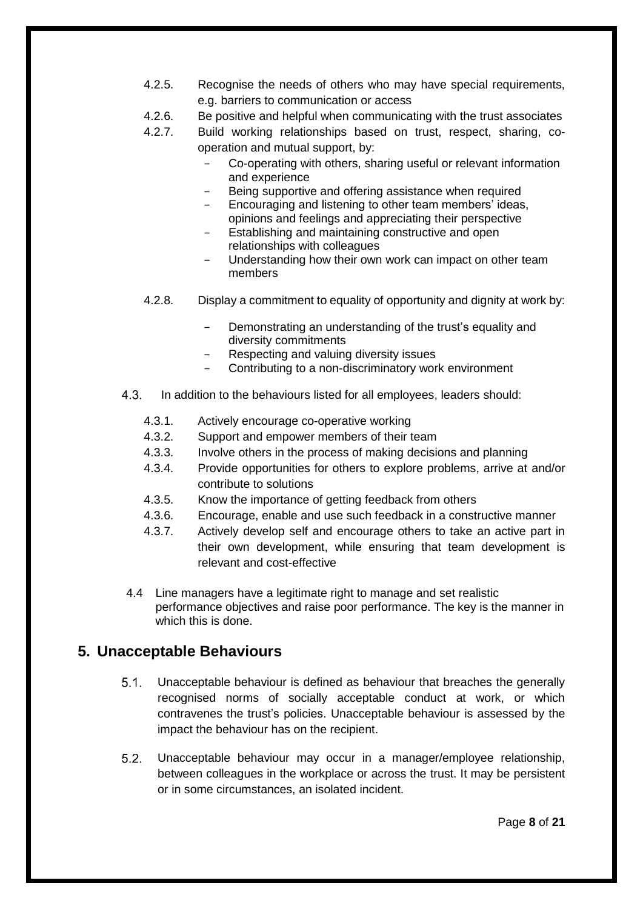4.2.5. Recognise the needs of others who may have special requirements, e.g. barriers to communication or access

4.2.6. Be positive and helpful when communicating with the trust associates

4.2.7. Build working relationships based on trust, respect, sharing, co-operation and mutual support, by:

- Co-operating with others, sharing useful or relevant information and experience
- Being supportive and offering assistance when required
- Encouraging and listening to other team members' ideas, opinions and feelings and appreciating their perspective
- Establishing and maintaining constructive and open relationships with colleagues
- Understanding how their own work can impact on other team members

4.2.8. Display a commitment to equality of opportunity and dignity at work by:

- Demonstrating an understanding of the trust's equality and diversity commitments
- Respecting and valuing diversity issues
- Contributing to a non-discriminatory work environment

4.3. In addition to the behaviours listed for all employees, leaders should:

4.3.1. Actively encourage co-operative working

4.3.2. Support and empower members of their team

4.3.3. Involve others in the process of making decisions and planning

4.3.4. Provide opportunities for others to explore problems, arrive at and/or contribute to solutions

4.3.5. Know the importance of getting feedback from others

4.3.6. Encourage, enable and use such feedback in a constructive manner

4.3.7. Actively develop self and encourage others to take an active part in their own development, while ensuring that team development is relevant and cost-effective

4.4 Line managers have a legitimate right to manage and set realistic performance objectives and raise poor performance. The key is the manner in which this is done.

## 5. Unacceptable Behaviours

5.1. Unacceptable behaviour is defined as behaviour that breaches the generally recognised norms of socially acceptable conduct at work, or which contravenes the trust's policies. Unacceptable behaviour is assessed by the impact the behaviour has on the recipient.

5.2. Unacceptable behaviour may occur in a manager/employee relationship, between colleagues in the workplace or across the trust. It may be persistent or in some circumstances, an isolated incident.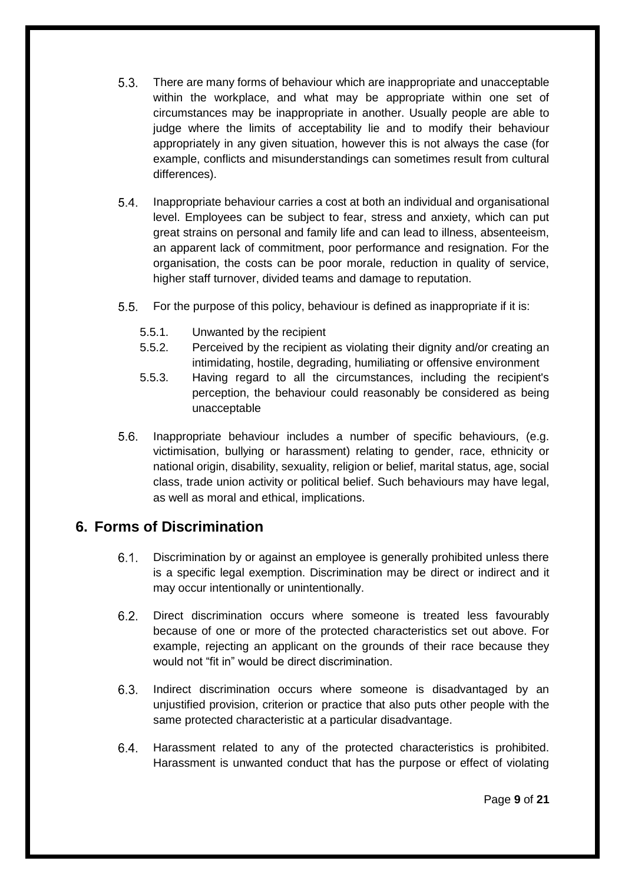5.3. There are many forms of behaviour which are inappropriate and unacceptable within the workplace, and what may be appropriate within one set of circumstances may be inappropriate in another. Usually people are able to judge where the limits of acceptability lie and to modify their behaviour appropriately in any given situation, however this is not always the case (for example, conflicts and misunderstandings can sometimes result from cultural differences).

5.4. Inappropriate behaviour carries a cost at both an individual and organisational level. Employees can be subject to fear, stress and anxiety, which can put great strains on personal and family life and can lead to illness, absenteeism, an apparent lack of commitment, poor performance and resignation. For the organisation, the costs can be poor morale, reduction in quality of service, higher staff turnover, divided teams and damage to reputation.

5.5. For the purpose of this policy, behaviour is defined as inappropriate if it is:

- 5.5.1. Unwanted by the recipient
- 5.5.2. Perceived by the recipient as violating their dignity and/or creating an intimidating, hostile, degrading, humiliating or offensive environment
- 5.5.3. Having regard to all the circumstances, including the recipient's perception, the behaviour could reasonably be considered as being unacceptable

5.6. Inappropriate behaviour includes a number of specific behaviours, (e.g. victimisation, bullying or harassment) relating to gender, race, ethnicity or national origin, disability, sexuality, religion or belief, marital status, age, social class, trade union activity or political belief. Such behaviours may have legal, as well as moral and ethical, implications.

## 6. Forms of Discrimination

6.1. Discrimination by or against an employee is generally prohibited unless there is a specific legal exemption. Discrimination may be direct or indirect and it may occur intentionally or unintentionally.

6.2. Direct discrimination occurs where someone is treated less favourably because of one or more of the protected characteristics set out above. For example, rejecting an applicant on the grounds of their race because they would not "fit in" would be direct discrimination.

6.3. Indirect discrimination occurs where someone is disadvantaged by an unjustified provision, criterion or practice that also puts other people with the same protected characteristic at a particular disadvantage.

6.4. Harassment related to any of the protected characteristics is prohibited. Harassment is unwanted conduct that has the purpose or effect of violating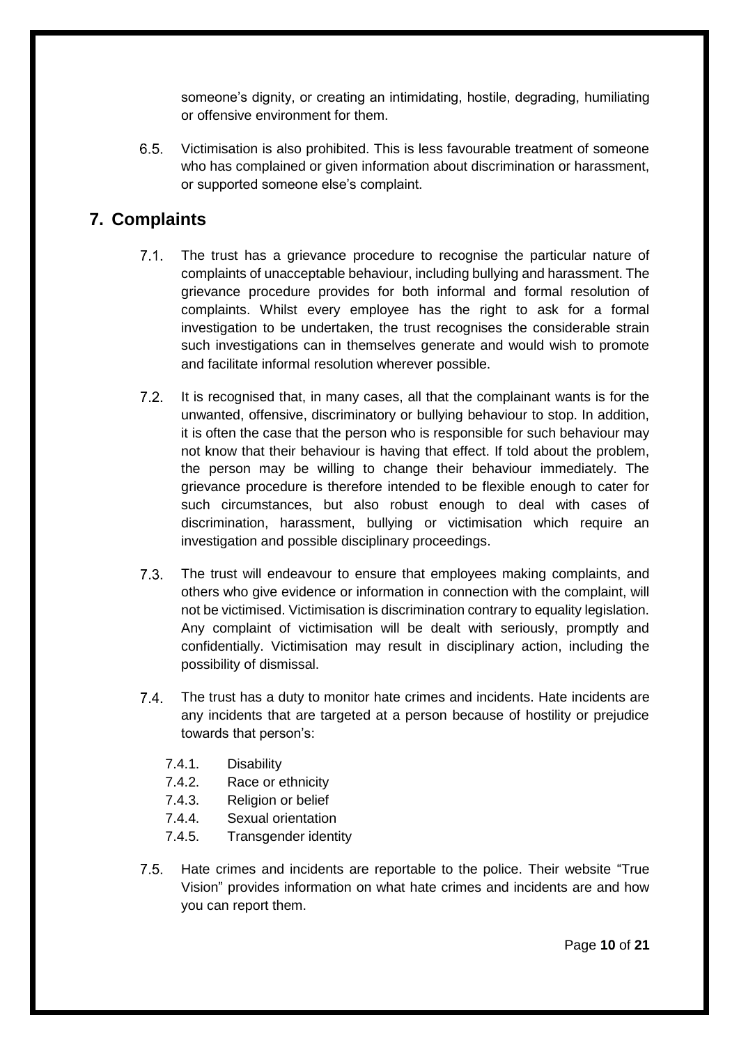someone's dignity, or creating an intimidating, hostile, degrading, humiliating or offensive environment for them.

6.5. Victimisation is also prohibited. This is less favourable treatment of someone who has complained or given information about discrimination or harassment, or supported someone else's complaint.

## 7. Complaints

7.1. The trust has a grievance procedure to recognise the particular nature of complaints of unacceptable behaviour, including bullying and harassment. The grievance procedure provides for both informal and formal resolution of complaints. Whilst every employee has the right to ask for a formal investigation to be undertaken, the trust recognises the considerable strain such investigations can in themselves generate and would wish to promote and facilitate informal resolution wherever possible.

7.2. It is recognised that, in many cases, all that the complainant wants is for the unwanted, offensive, discriminatory or bullying behaviour to stop. In addition, it is often the case that the person who is responsible for such behaviour may not know that their behaviour is having that effect. If told about the problem, the person may be willing to change their behaviour immediately. The grievance procedure is therefore intended to be flexible enough to cater for such circumstances, but also robust enough to deal with cases of discrimination, harassment, bullying or victimisation which require an investigation and possible disciplinary proceedings.

7.3. The trust will endeavour to ensure that employees making complaints, and others who give evidence or information in connection with the complaint, will not be victimised. Victimisation is discrimination contrary to equality legislation. Any complaint of victimisation will be dealt with seriously, promptly and confidentially. Victimisation may result in disciplinary action, including the possibility of dismissal.

7.4. The trust has a duty to monitor hate crimes and incidents. Hate incidents are any incidents that are targeted at a person because of hostility or prejudice towards that person's:

- 7.4.1. Disability
- 7.4.2. Race or ethnicity
- 7.4.3. Religion or belief
- 7.4.4. Sexual orientation
- 7.4.5. Transgender identity

7.5. Hate crimes and incidents are reportable to the police. Their website "True Vision" provides information on what hate crimes and incidents are and how you can report them.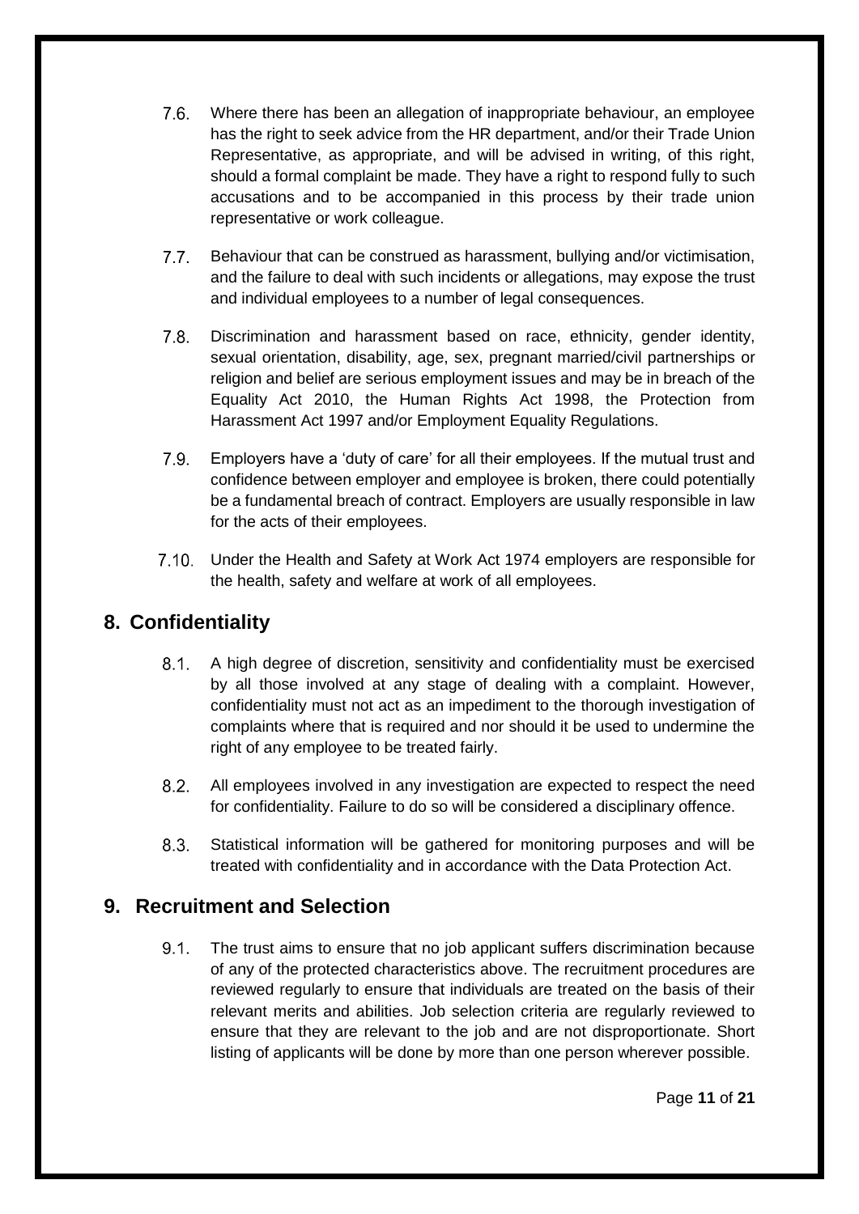7.6. Where there has been an allegation of inappropriate behaviour, an employee has the right to seek advice from the HR department, and/or their Trade Union Representative, as appropriate, and will be advised in writing, of this right, should a formal complaint be made. They have a right to respond fully to such accusations and to be accompanied in this process by their trade union representative or work colleague.

7.7. Behaviour that can be construed as harassment, bullying and/or victimisation, and the failure to deal with such incidents or allegations, may expose the trust and individual employees to a number of legal consequences.

7.8. Discrimination and harassment based on race, ethnicity, gender identity, sexual orientation, disability, age, sex, pregnant married/civil partnerships or religion and belief are serious employment issues and may be in breach of the Equality Act 2010, the Human Rights Act 1998, the Protection from Harassment Act 1997 and/or Employment Equality Regulations.

7.9. Employers have a 'duty of care' for all their employees. If the mutual trust and confidence between employer and employee is broken, there could potentially be a fundamental breach of contract. Employers are usually responsible in law for the acts of their employees.

7.10. Under the Health and Safety at Work Act 1974 employers are responsible for the health, safety and welfare at work of all employees.

## 8. Confidentiality

8.1. A high degree of discretion, sensitivity and confidentiality must be exercised by all those involved at any stage of dealing with a complaint. However, confidentiality must not act as an impediment to the thorough investigation of complaints where that is required and nor should it be used to undermine the right of any employee to be treated fairly.

8.2. All employees involved in any investigation are expected to respect the need for confidentiality. Failure to do so will be considered a disciplinary offence.

8.3. Statistical information will be gathered for monitoring purposes and will be treated with confidentiality and in accordance with the Data Protection Act.

## 9. Recruitment and Selection

9.1. The trust aims to ensure that no job applicant suffers discrimination because of any of the protected characteristics above. The recruitment procedures are reviewed regularly to ensure that individuals are treated on the basis of their relevant merits and abilities. Job selection criteria are regularly reviewed to ensure that they are relevant to the job and are not disproportionate. Short listing of applicants will be done by more than one person wherever possible.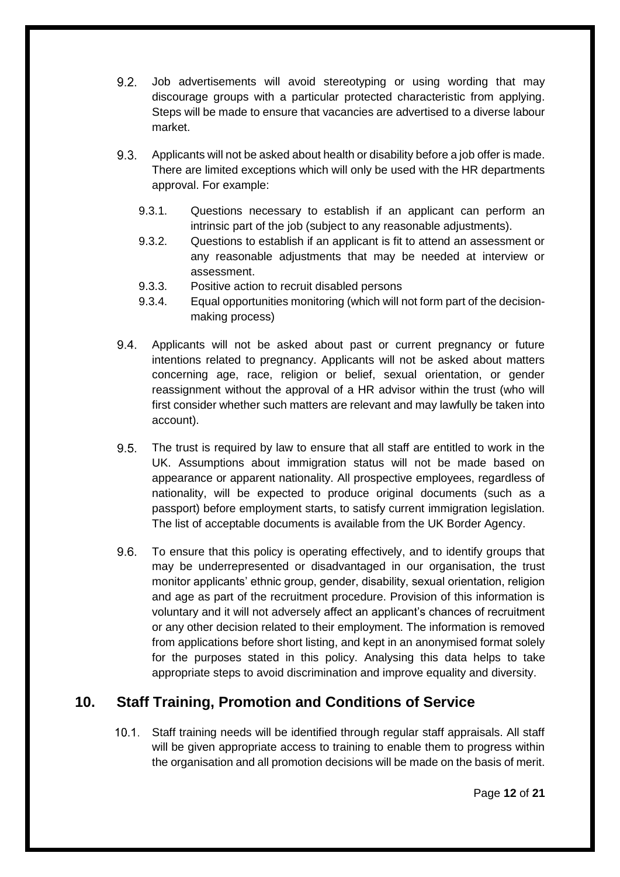9.2. Job advertisements will avoid stereotyping or using wording that may discourage groups with a particular protected characteristic from applying. Steps will be made to ensure that vacancies are advertised to a diverse labour market.

9.3. Applicants will not be asked about health or disability before a job offer is made. There are limited exceptions which will only be used with the HR departments approval. For example:

   9.3.1. Questions necessary to establish if an applicant can perform an intrinsic part of the job (subject to any reasonable adjustments).
   
   9.3.2. Questions to establish if an applicant is fit to attend an assessment or any reasonable adjustments that may be needed at interview or assessment.
   
   9.3.3. Positive action to recruit disabled persons
   
   9.3.4. Equal opportunities monitoring (which will not form part of the decision-making process)

9.4. Applicants will not be asked about past or current pregnancy or future intentions related to pregnancy. Applicants will not be asked about matters concerning age, race, religion or belief, sexual orientation, or gender reassignment without the approval of a HR advisor within the trust (who will first consider whether such matters are relevant and may lawfully be taken into account).

9.5. The trust is required by law to ensure that all staff are entitled to work in the UK. Assumptions about immigration status will not be made based on appearance or apparent nationality. All prospective employees, regardless of nationality, will be expected to produce original documents (such as a passport) before employment starts, to satisfy current immigration legislation. The list of acceptable documents is available from the UK Border Agency.

9.6. To ensure that this policy is operating effectively, and to identify groups that may be underrepresented or disadvantaged in our organisation, the trust monitor applicants' ethnic group, gender, disability, sexual orientation, religion and age as part of the recruitment procedure. Provision of this information is voluntary and it will not adversely affect an applicant's chances of recruitment or any other decision related to their employment. The information is removed from applications before short listing, and kept in an anonymised format solely for the purposes stated in this policy. Analysing this data helps to take appropriate steps to avoid discrimination and improve equality and diversity.

## 10. Staff Training, Promotion and Conditions of Service

10.1. Staff training needs will be identified through regular staff appraisals. All staff will be given appropriate access to training to enable them to progress within the organisation and all promotion decisions will be made on the basis of merit.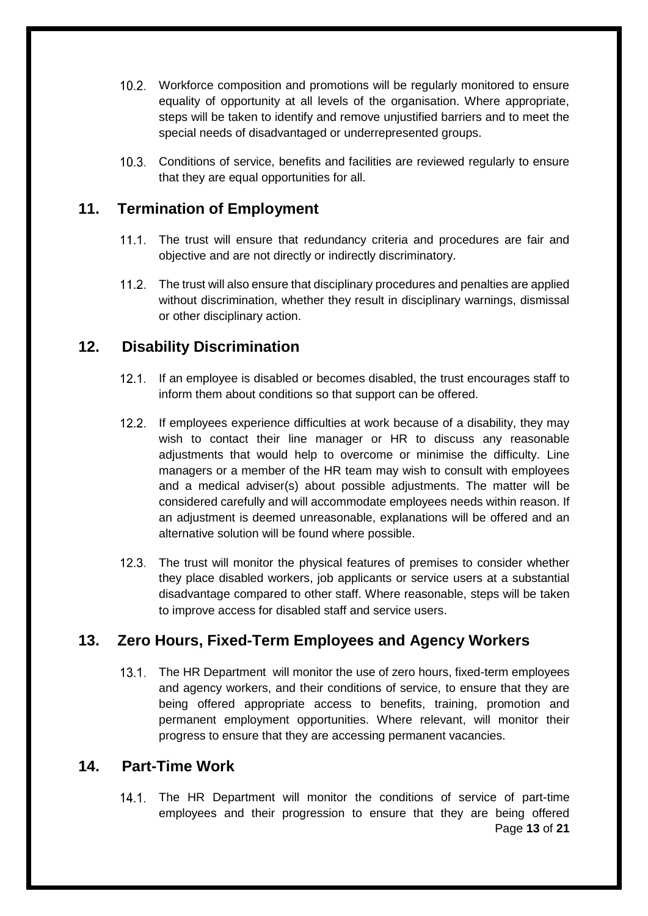10.2. Workforce composition and promotions will be regularly monitored to ensure equality of opportunity at all levels of the organisation. Where appropriate, steps will be taken to identify and remove unjustified barriers and to meet the special needs of disadvantaged or underrepresented groups.

10.3. Conditions of service, benefits and facilities are reviewed regularly to ensure that they are equal opportunities for all.

## 11. Termination of Employment

11.1. The trust will ensure that redundancy criteria and procedures are fair and objective and are not directly or indirectly discriminatory.

11.2. The trust will also ensure that disciplinary procedures and penalties are applied without discrimination, whether they result in disciplinary warnings, dismissal or other disciplinary action.

## 12. Disability Discrimination

12.1. If an employee is disabled or becomes disabled, the trust encourages staff to inform them about conditions so that support can be offered.

12.2. If employees experience difficulties at work because of a disability, they may wish to contact their line manager or HR to discuss any reasonable adjustments that would help to overcome or minimise the difficulty. Line managers or a member of the HR team may wish to consult with employees and a medical adviser(s) about possible adjustments. The matter will be considered carefully and will accommodate employees needs within reason. If an adjustment is deemed unreasonable, explanations will be offered and an alternative solution will be found where possible.

12.3. The trust will monitor the physical features of premises to consider whether they place disabled workers, job applicants or service users at a substantial disadvantage compared to other staff. Where reasonable, steps will be taken to improve access for disabled staff and service users.

## 13. Zero Hours, Fixed-Term Employees and Agency Workers

13.1. The HR Department will monitor the use of zero hours, fixed-term employees and agency workers, and their conditions of service, to ensure that they are being offered appropriate access to benefits, training, promotion and permanent employment opportunities. Where relevant, will monitor their progress to ensure that they are accessing permanent vacancies.

## 14. Part-Time Work

14.1. The HR Department will monitor the conditions of service of part-time employees and their progression to ensure that they are being offered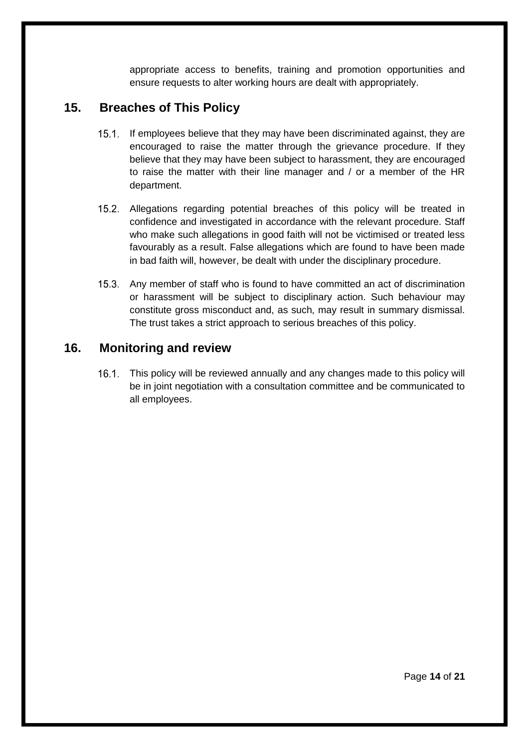appropriate access to benefits, training and promotion opportunities and ensure requests to alter working hours are dealt with appropriately.

## 15. Breaches of This Policy

15.1. If employees believe that they may have been discriminated against, they are encouraged to raise the matter through the grievance procedure. If they believe that they may have been subject to harassment, they are encouraged to raise the matter with their line manager and / or a member of the HR department.

15.2. Allegations regarding potential breaches of this policy will be treated in confidence and investigated in accordance with the relevant procedure. Staff who make such allegations in good faith will not be victimised or treated less favourably as a result. False allegations which are found to have been made in bad faith will, however, be dealt with under the disciplinary procedure.

15.3. Any member of staff who is found to have committed an act of discrimination or harassment will be subject to disciplinary action. Such behaviour may constitute gross misconduct and, as such, may result in summary dismissal. The trust takes a strict approach to serious breaches of this policy.

## 16. Monitoring and review

16.1. This policy will be reviewed annually and any changes made to this policy will be in joint negotiation with a consultation committee and be communicated to all employees.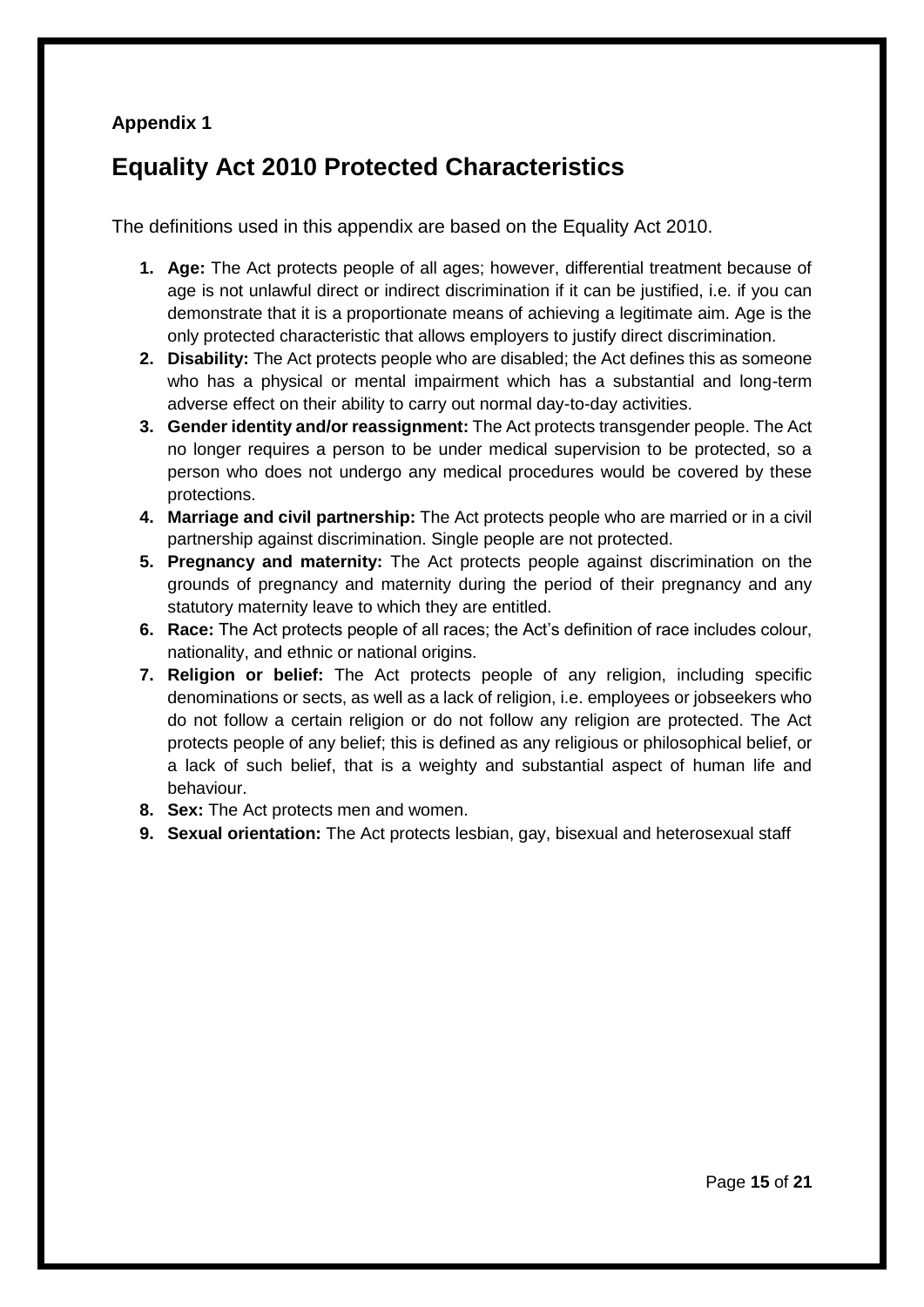**Appendix 1**

## Equality Act 2010 Protected Characteristics

The definitions used in this appendix are based on the Equality Act 2010.

1. **Age:** The Act protects people of all ages; however, differential treatment because of age is not unlawful direct or indirect discrimination if it can be justified, i.e. if you can demonstrate that it is a proportionate means of achieving a legitimate aim. Age is the only protected characteristic that allows employers to justify direct discrimination.
2. **Disability:** The Act protects people who are disabled; the Act defines this as someone who has a physical or mental impairment which has a substantial and long-term adverse effect on their ability to carry out normal day-to-day activities.
3. **Gender identity and/or reassignment:** The Act protects transgender people. The Act no longer requires a person to be under medical supervision to be protected, so a person who does not undergo any medical procedures would be covered by these protections.
4. **Marriage and civil partnership:** The Act protects people who are married or in a civil partnership against discrimination. Single people are not protected.
5. **Pregnancy and maternity:** The Act protects people against discrimination on the grounds of pregnancy and maternity during the period of their pregnancy and any statutory maternity leave to which they are entitled.
6. **Race:** The Act protects people of all races; the Act's definition of race includes colour, nationality, and ethnic or national origins.
7. **Religion or belief:** The Act protects people of any religion, including specific denominations or sects, as well as a lack of religion, i.e. employees or jobseekers who do not follow a certain religion or do not follow any religion are protected. The Act protects people of any belief; this is defined as any religious or philosophical belief, or a lack of such belief, that is a weighty and substantial aspect of human life and behaviour.
8. **Sex:** The Act protects men and women.
9. **Sexual orientation:** The Act protects lesbian, gay, bisexual and heterosexual staff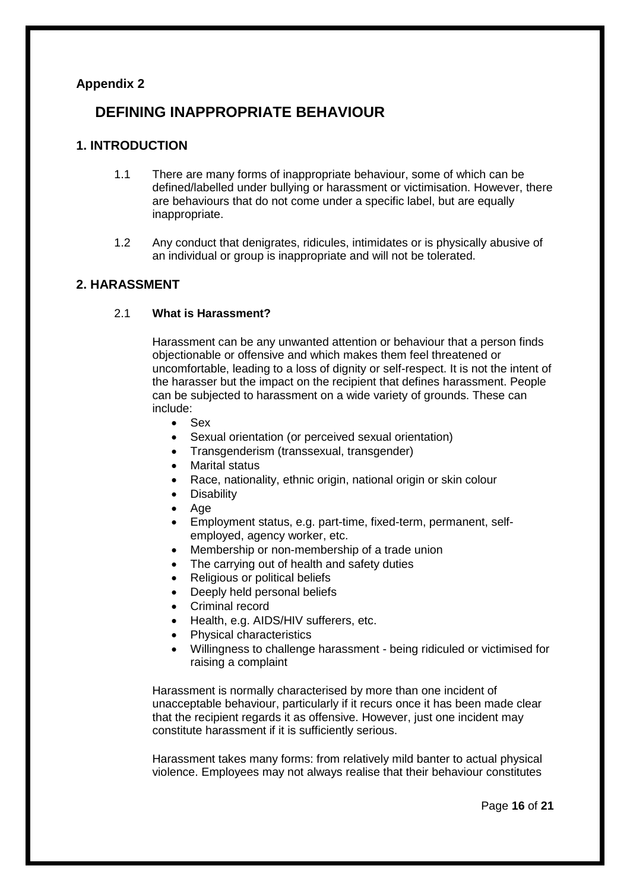**Appendix 2**

# DEFINING INAPPROPRIATE BEHAVIOUR

## 1. INTRODUCTION

1.1 There are many forms of inappropriate behaviour, some of which can be defined/labelled under bullying or harassment or victimisation. However, there are behaviours that do not come under a specific label, but are equally inappropriate.

1.2 Any conduct that denigrates, ridicules, intimidates or is physically abusive of an individual or group is inappropriate and will not be tolerated.

## 2. HARASSMENT

### 2.1 **What is Harassment?**

Harassment can be any unwanted attention or behaviour that a person finds objectionable or offensive and which makes them feel threatened or uncomfortable, leading to a loss of dignity or self-respect. It is not the intent of the harasser but the impact on the recipient that defines harassment. People can be subjected to harassment on a wide variety of grounds. These can include:

- Sex
- Sexual orientation (or perceived sexual orientation)
- Transgenderism (transsexual, transgender)
- Marital status
- Race, nationality, ethnic origin, national origin or skin colour
- Disability
- Age
- Employment status, e.g. part-time, fixed-term, permanent, self-employed, agency worker, etc.
- Membership or non-membership of a trade union
- The carrying out of health and safety duties
- Religious or political beliefs
- Deeply held personal beliefs
- Criminal record
- Health, e.g. AIDS/HIV sufferers, etc.
- Physical characteristics
- Willingness to challenge harassment - being ridiculed or victimised for raising a complaint

Harassment is normally characterised by more than one incident of unacceptable behaviour, particularly if it recurs once it has been made clear that the recipient regards it as offensive. However, just one incident may constitute harassment if it is sufficiently serious.

Harassment takes many forms: from relatively mild banter to actual physical violence. Employees may not always realise that their behaviour constitutes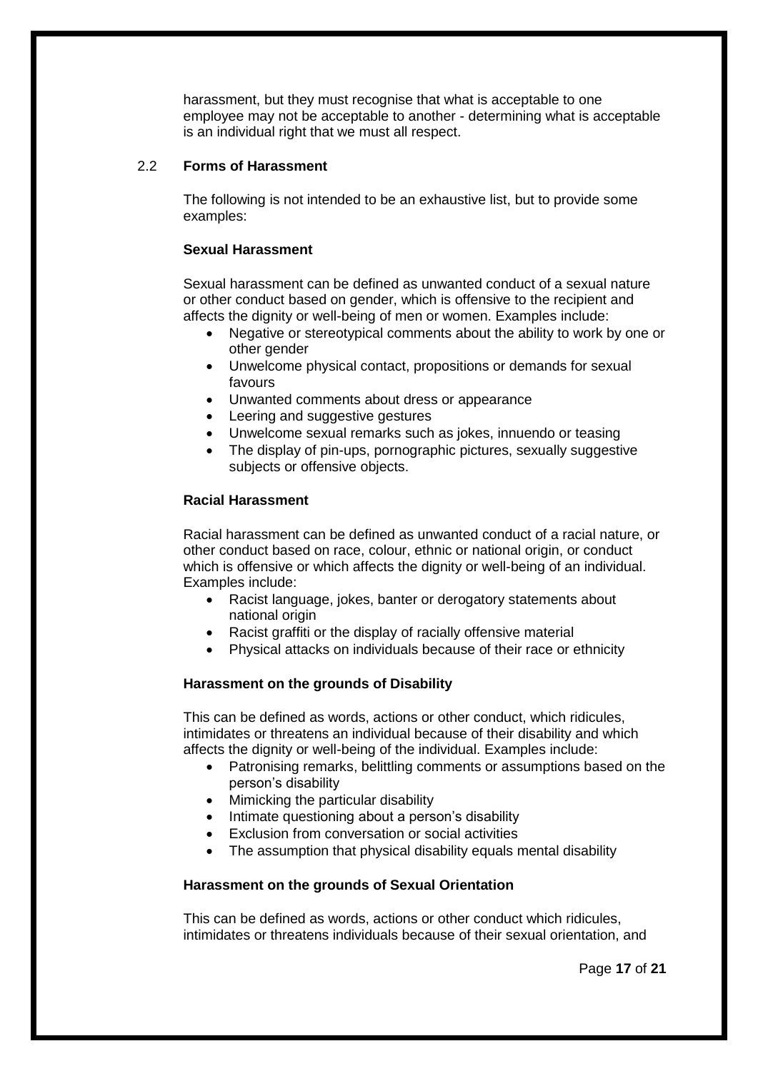harassment, but they must recognise that what is acceptable to one employee may not be acceptable to another - determining what is acceptable is an individual right that we must all respect.

### 2.2 Forms of Harassment

The following is not intended to be an exhaustive list, but to provide some examples:

**Sexual Harassment**

Sexual harassment can be defined as unwanted conduct of a sexual nature or other conduct based on gender, which is offensive to the recipient and affects the dignity or well-being of men or women. Examples include:

- Negative or stereotypical comments about the ability to work by one or other gender
- Unwelcome physical contact, propositions or demands for sexual favours
- Unwanted comments about dress or appearance
- Leering and suggestive gestures
- Unwelcome sexual remarks such as jokes, innuendo or teasing
- The display of pin-ups, pornographic pictures, sexually suggestive subjects or offensive objects.

**Racial Harassment**

Racial harassment can be defined as unwanted conduct of a racial nature, or other conduct based on race, colour, ethnic or national origin, or conduct which is offensive or which affects the dignity or well-being of an individual. Examples include:

- Racist language, jokes, banter or derogatory statements about national origin
- Racist graffiti or the display of racially offensive material
- Physical attacks on individuals because of their race or ethnicity

**Harassment on the grounds of Disability**

This can be defined as words, actions or other conduct, which ridicules, intimidates or threatens an individual because of their disability and which affects the dignity or well-being of the individual. Examples include:

- Patronising remarks, belittling comments or assumptions based on the person's disability
- Mimicking the particular disability
- Intimate questioning about a person's disability
- Exclusion from conversation or social activities
- The assumption that physical disability equals mental disability

**Harassment on the grounds of Sexual Orientation**

This can be defined as words, actions or other conduct which ridicules, intimidates or threatens individuals because of their sexual orientation, and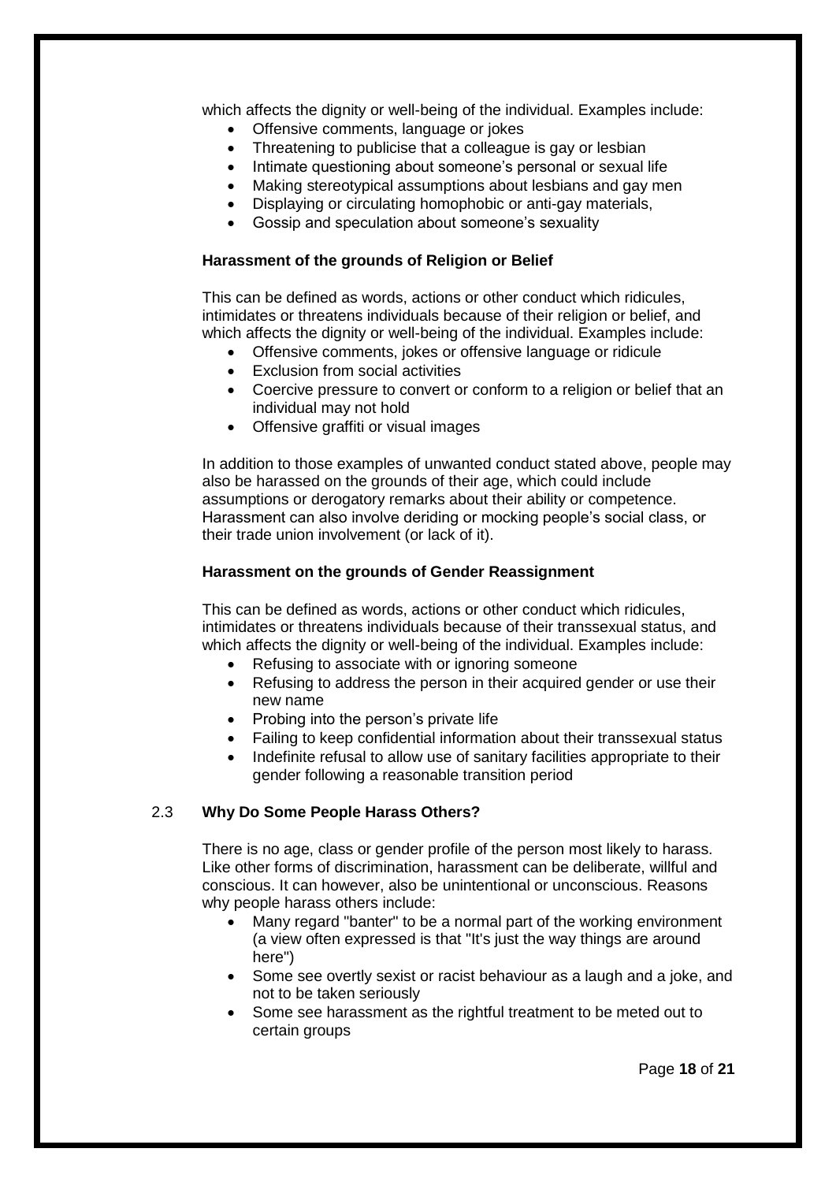which affects the dignity or well-being of the individual. Examples include:

- Offensive comments, language or jokes
- Threatening to publicise that a colleague is gay or lesbian
- Intimate questioning about someone's personal or sexual life
- Making stereotypical assumptions about lesbians and gay men
- Displaying or circulating homophobic or anti-gay materials,
- Gossip and speculation about someone's sexuality

**Harassment of the grounds of Religion or Belief**

This can be defined as words, actions or other conduct which ridicules, intimidates or threatens individuals because of their religion or belief, and which affects the dignity or well-being of the individual. Examples include:

- Offensive comments, jokes or offensive language or ridicule
- Exclusion from social activities
- Coercive pressure to convert or conform to a religion or belief that an individual may not hold
- Offensive graffiti or visual images

In addition to those examples of unwanted conduct stated above, people may also be harassed on the grounds of their age, which could include assumptions or derogatory remarks about their ability or competence. Harassment can also involve deriding or mocking people's social class, or their trade union involvement (or lack of it).

**Harassment on the grounds of Gender Reassignment**

This can be defined as words, actions or other conduct which ridicules, intimidates or threatens individuals because of their transsexual status, and which affects the dignity or well-being of the individual. Examples include:

- Refusing to associate with or ignoring someone
- Refusing to address the person in their acquired gender or use their new name
- Probing into the person's private life
- Failing to keep confidential information about their transsexual status
- Indefinite refusal to allow use of sanitary facilities appropriate to their gender following a reasonable transition period

### 2.3 Why Do Some People Harass Others?

There is no age, class or gender profile of the person most likely to harass. Like other forms of discrimination, harassment can be deliberate, willful and conscious. It can however, also be unintentional or unconscious. Reasons why people harass others include:

- Many regard "banter" to be a normal part of the working environment (a view often expressed is that "It's just the way things are around here")
- Some see overtly sexist or racist behaviour as a laugh and a joke, and not to be taken seriously
- Some see harassment as the rightful treatment to be meted out to certain groups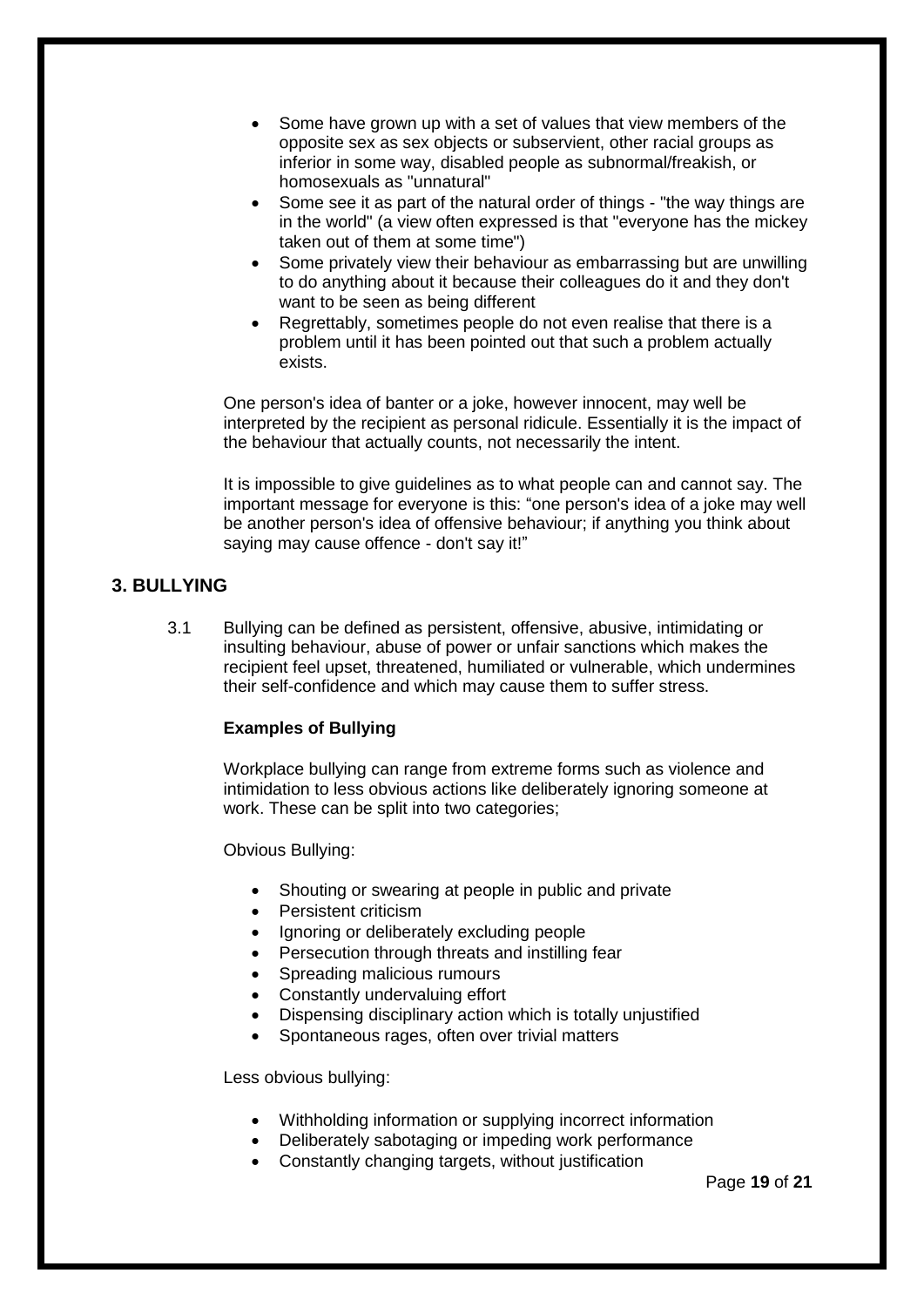- Some have grown up with a set of values that view members of the opposite sex as sex objects or subservient, other racial groups as inferior in some way, disabled people as subnormal/freakish, or homosexuals as "unnatural"
- Some see it as part of the natural order of things - "the way things are in the world" (a view often expressed is that "everyone has the mickey taken out of them at some time")
- Some privately view their behaviour as embarrassing but are unwilling to do anything about it because their colleagues do it and they don't want to be seen as being different
- Regrettably, sometimes people do not even realise that there is a problem until it has been pointed out that such a problem actually exists.

One person's idea of banter or a joke, however innocent, may well be interpreted by the recipient as personal ridicule. Essentially it is the impact of the behaviour that actually counts, not necessarily the intent.

It is impossible to give guidelines as to what people can and cannot say. The important message for everyone is this: "one person's idea of a joke may well be another person's idea of offensive behaviour; if anything you think about saying may cause offence - don't say it!"

## 3. BULLYING

3.1 Bullying can be defined as persistent, offensive, abusive, intimidating or insulting behaviour, abuse of power or unfair sanctions which makes the recipient feel upset, threatened, humiliated or vulnerable, which undermines their self-confidence and which may cause them to suffer stress.

**Examples of Bullying**

Workplace bullying can range from extreme forms such as violence and intimidation to less obvious actions like deliberately ignoring someone at work. These can be split into two categories;

Obvious Bullying:

- Shouting or swearing at people in public and private
- Persistent criticism
- Ignoring or deliberately excluding people
- Persecution through threats and instilling fear
- Spreading malicious rumours
- Constantly undervaluing effort
- Dispensing disciplinary action which is totally unjustified
- Spontaneous rages, often over trivial matters

Less obvious bullying:

- Withholding information or supplying incorrect information
- Deliberately sabotaging or impeding work performance
- Constantly changing targets, without justification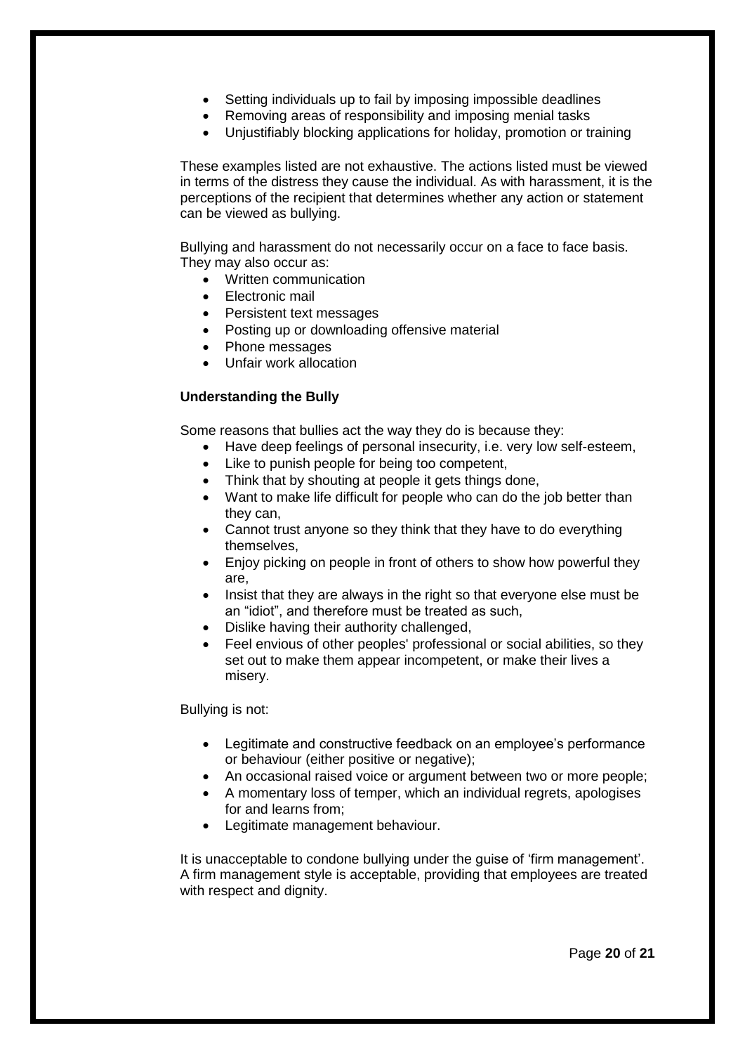- Setting individuals up to fail by imposing impossible deadlines
- Removing areas of responsibility and imposing menial tasks
- Unjustifiably blocking applications for holiday, promotion or training

These examples listed are not exhaustive. The actions listed must be viewed in terms of the distress they cause the individual. As with harassment, it is the perceptions of the recipient that determines whether any action or statement can be viewed as bullying.

Bullying and harassment do not necessarily occur on a face to face basis. They may also occur as:

- Written communication
- Electronic mail
- Persistent text messages
- Posting up or downloading offensive material
- Phone messages
- Unfair work allocation

**Understanding the Bully**

Some reasons that bullies act the way they do is because they:

- Have deep feelings of personal insecurity, i.e. very low self-esteem,
- Like to punish people for being too competent,
- Think that by shouting at people it gets things done,
- Want to make life difficult for people who can do the job better than they can,
- Cannot trust anyone so they think that they have to do everything themselves,
- Enjoy picking on people in front of others to show how powerful they are,
- Insist that they are always in the right so that everyone else must be an "idiot", and therefore must be treated as such,
- Dislike having their authority challenged,
- Feel envious of other peoples' professional or social abilities, so they set out to make them appear incompetent, or make their lives a misery.

Bullying is not:

- Legitimate and constructive feedback on an employee's performance or behaviour (either positive or negative);
- An occasional raised voice or argument between two or more people;
- A momentary loss of temper, which an individual regrets, apologises for and learns from;
- Legitimate management behaviour.

It is unacceptable to condone bullying under the guise of 'firm management'. A firm management style is acceptable, providing that employees are treated with respect and dignity.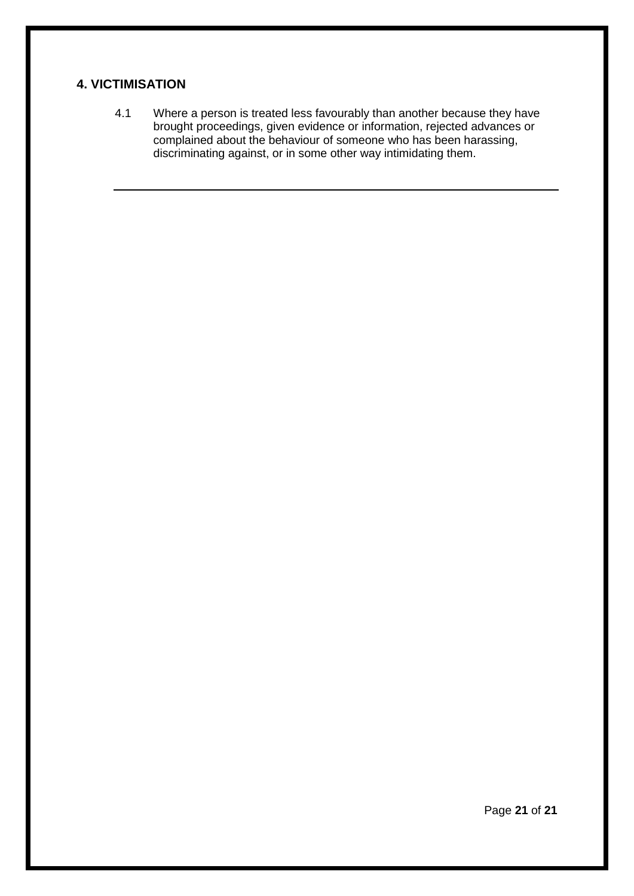## 4. VICTIMISATION

4.1 Where a person is treated less favourably than another because they have brought proceedings, given evidence or information, rejected advances or complained about the behaviour of someone who has been harassing, discriminating against, or in some other way intimidating them.

---